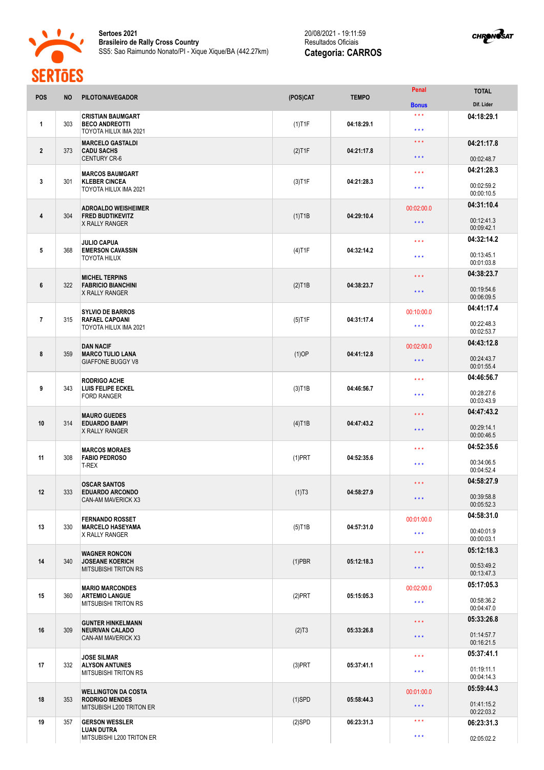**Sertoes 2021**
**Brasileiro de Rally Cross Country**
SS5: Sao Raimundo Nonato/PI - Xique Xique/BA (442.27km)

20/08/2021 - 19:11:59
Resultados Oficiais
**Categoria: CARROS**

| POS | NO | PILOTO/NAVEGADOR | (POS)CAT | TEMPO | Penal / Bonus | TOTAL / Dif. Lider |
|---|---|---|---|---|---|---|
| 1 | 303 | **CRISTIAN BAUMGART** **BECO ANDREOTTI** TOYOTA HILUX IMA 2021 | (1)T1F | **04:18:29.1** | \*\*\* / \*\*\* | **04:18:29.1** |
| 2 | 373 | **MARCELO GASTALDI** **CADU SACHS** CENTURY CR-6 | (2)T1F | **04:21:17.8** | \*\*\* / \*\*\* | **04:21:17.8** 00:02:48.7 |
| 3 | 301 | **MARCOS BAUMGART** **KLEBER CINCEA** TOYOTA HILUX IMA 2021 | (3)T1F | **04:21:28.3** | \*\*\* / \*\*\* | **04:21:28.3** 00:02:59.2 00:00:10.5 |
| 4 | 304 | **ADROALDO WEISHEIMER** **FRED BUDTIKEVITZ** X RALLY RANGER | (1)T1B | **04:29:10.4** | 00:02:00.0 / \*\*\* | **04:31:10.4** 00:12:41.3 00:09:42.1 |
| 5 | 368 | **JULIO CAPUA** **EMERSON CAVASSIN** TOYOTA HILUX | (4)T1F | **04:32:14.2** | \*\*\* / \*\*\* | **04:32:14.2** 00:13:45.1 00:01:03.8 |
| 6 | 322 | **MICHEL TERPINS** **FABRICIO BIANCHINI** X RALLY RANGER | (2)T1B | **04:38:23.7** | \*\*\* / \*\*\* | **04:38:23.7** 00:19:54.6 00:06:09.5 |
| 7 | 315 | **SYLVIO DE BARROS** **RAFAEL CAPOANI** TOYOTA HILUX IMA 2021 | (5)T1F | **04:31:17.4** | 00:10:00.0 / \*\*\* | **04:41:17.4** 00:22:48.3 00:02:53.7 |
| 8 | 359 | **DAN NACIF** **MARCO TULIO LANA** GIAFFONE BUGGY V8 | (1)OP | **04:41:12.8** | 00:02:00.0 / \*\*\* | **04:43:12.8** 00:24:43.7 00:01:55.4 |
| 9 | 343 | **RODRIGO ACHE** **LUIS FELIPE ECKEL** FORD RANGER | (3)T1B | **04:46:56.7** | \*\*\* / \*\*\* | **04:46:56.7** 00:28:27.6 00:03:43.9 |
| 10 | 314 | **MAURO GUEDES** **EDUARDO BAMPI** X RALLY RANGER | (4)T1B | **04:47:43.2** | \*\*\* / \*\*\* | **04:47:43.2** 00:29:14.1 00:00:46.5 |
| 11 | 308 | **MARCOS MORAES** **FABIO PEDROSO** T-REX | (1)PRT | **04:52:35.6** | \*\*\* / \*\*\* | **04:52:35.6** 00:34:06.5 00:04:52.4 |
| 12 | 333 | **OSCAR SANTOS** **EDUARDO ARCONDO** CAN-AM MAVERICK X3 | (1)T3 | **04:58:27.9** | \*\*\* / \*\*\* | **04:58:27.9** 00:39:58.8 00:05:52.3 |
| 13 | 330 | **FERNANDO ROSSET** **MARCELO HASEYAMA** X RALLY RANGER | (5)T1B | **04:57:31.0** | 00:01:00.0 / \*\*\* | **04:58:31.0** 00:40:01.9 00:00:03.1 |
| 14 | 340 | **WAGNER RONCON** **JOSEANE KOERICH** MITSUBISHI TRITON RS | (1)PBR | **05:12:18.3** | \*\*\* / \*\*\* | **05:12:18.3** 00:53:49.2 00:13:47.3 |
| 15 | 360 | **MARIO MARCONDES** **ARTEMIO LANGUE** MITSUBISHI TRITON RS | (2)PRT | **05:15:05.3** | 00:02:00.0 / \*\*\* | **05:17:05.3** 00:58:36.2 00:04:47.0 |
| 16 | 309 | **GUNTER HINKELMANN** **NEURIVAN CALADO** CAN-AM MAVERICK X3 | (2)T3 | **05:33:26.8** | \*\*\* / \*\*\* | **05:33:26.8** 01:14:57.7 00:16:21.5 |
| 17 | 332 | **JOSE SILMAR** **ALYSON ANTUNES** MITSUBISHI TRITON RS | (3)PRT | **05:37:41.1** | \*\*\* / \*\*\* | **05:37:41.1** 01:19:11.1 00:04:14.3 |
| 18 | 353 | **WELLINGTON DA COSTA** **RODRIGO MENDES** MITSUBISH L200 TRITON ER | (1)SPD | **05:58:44.3** | 00:01:00.0 / \*\*\* | **05:59:44.3** 01:41:15.2 00:22:03.2 |
| 19 | 357 | **GERSON WESSLER** **LUAN DUTRA** MITSUBISHI L200 TRITON ER | (2)SPD | **06:23:31.3** | \*\*\* / \*\*\* | **06:23:31.3** 02:05:02.2 |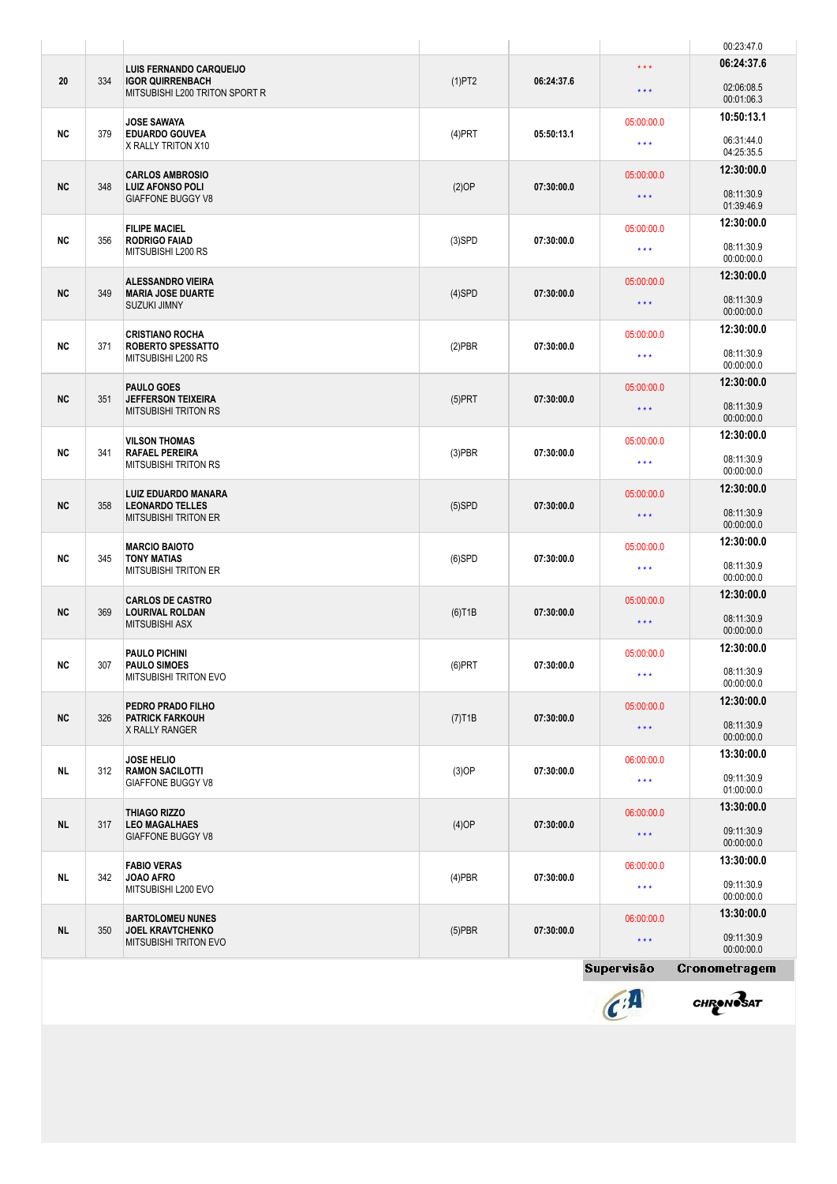| | | | | | | |
|---|---|---|---|---|---|---|
| | | | | | | 00:23:47.0 |
| 20 | 334 | LUIS FERNANDO CARQUEIJO<br>IGOR QUIRRENBACH<br>MITSUBISHI L200 TRITON SPORT R | (1)PT2 | 06:24:37.6 | \*\*\*<br>\*\*\* | 06:24:37.6<br>02:06:08.5<br>00:01:06.3 |
| NC | 379 | JOSE SAWAYA<br>EDUARDO GOUVEA<br>X RALLY TRITON X10 | (4)PRT | 05:50:13.1 | 05:00:00.0<br>\*\*\* | 10:50:13.1<br>06:31:44.0<br>04:25:35.5 |
| NC | 348 | CARLOS AMBROSIO<br>LUIZ AFONSO POLI<br>GIAFFONE BUGGY V8 | (2)OP | 07:30:00.0 | 05:00:00.0<br>\*\*\* | 12:30:00.0<br>08:11:30.9<br>01:39:46.9 |
| NC | 356 | FILIPE MACIEL<br>RODRIGO FAIAD<br>MITSUBISHI L200 RS | (3)SPD | 07:30:00.0 | 05:00:00.0<br>\*\*\* | 12:30:00.0<br>08:11:30.9<br>00:00:00.0 |
| NC | 349 | ALESSANDRO VIEIRA<br>MARIA JOSE DUARTE<br>SUZUKI JIMNY | (4)SPD | 07:30:00.0 | 05:00:00.0<br>\*\*\* | 12:30:00.0<br>08:11:30.9<br>00:00:00.0 |
| NC | 371 | CRISTIANO ROCHA<br>ROBERTO SPESSATTO<br>MITSUBISHI L200 RS | (2)PBR | 07:30:00.0 | 05:00:00.0<br>\*\*\* | 12:30:00.0<br>08:11:30.9<br>00:00:00.0 |
| NC | 351 | PAULO GOES<br>JEFFERSON TEIXEIRA<br>MITSUBISHI TRITON RS | (5)PRT | 07:30:00.0 | 05:00:00.0<br>\*\*\* | 12:30:00.0<br>08:11:30.9<br>00:00:00.0 |
| NC | 341 | VILSON THOMAS<br>RAFAEL PEREIRA<br>MITSUBISHI TRITON RS | (3)PBR | 07:30:00.0 | 05:00:00.0<br>\*\*\* | 12:30:00.0<br>08:11:30.9<br>00:00:00.0 |
| NC | 358 | LUIZ EDUARDO MANARA<br>LEONARDO TELLES<br>MITSUBISHI TRITON ER | (5)SPD | 07:30:00.0 | 05:00:00.0<br>\*\*\* | 12:30:00.0<br>08:11:30.9<br>00:00:00.0 |
| NC | 345 | MARCIO BAIOTO<br>TONY MATIAS<br>MITSUBISHI TRITON ER | (6)SPD | 07:30:00.0 | 05:00:00.0<br>\*\*\* | 12:30:00.0<br>08:11:30.9<br>00:00:00.0 |
| NC | 369 | CARLOS DE CASTRO<br>LOURIVAL ROLDAN<br>MITSUBISHI ASX | (6)T1B | 07:30:00.0 | 05:00:00.0<br>\*\*\* | 12:30:00.0<br>08:11:30.9<br>00:00:00.0 |
| NC | 307 | PAULO PICHINI<br>PAULO SIMOES<br>MITSUBISHI TRITON EVO | (6)PRT | 07:30:00.0 | 05:00:00.0<br>\*\*\* | 12:30:00.0<br>08:11:30.9<br>00:00:00.0 |
| NC | 326 | PEDRO PRADO FILHO<br>PATRICK FARKOUH<br>X RALLY RANGER | (7)T1B | 07:30:00.0 | 05:00:00.0<br>\*\*\* | 12:30:00.0<br>08:11:30.9<br>00:00:00.0 |
| NL | 312 | JOSE HELIO<br>RAMON SACILOTTI<br>GIAFFONE BUGGY V8 | (3)OP | 07:30:00.0 | 06:00:00.0<br>\*\*\* | 13:30:00.0<br>09:11:30.9<br>01:00:00.0 |
| NL | 317 | THIAGO RIZZO<br>LEO MAGALHAES<br>GIAFFONE BUGGY V8 | (4)OP | 07:30:00.0 | 06:00:00.0<br>\*\*\* | 13:30:00.0<br>09:11:30.9<br>00:00:00.0 |
| NL | 342 | FABIO VERAS<br>JOAO AFRO<br>MITSUBISHI L200 EVO | (4)PBR | 07:30:00.0 | 06:00:00.0<br>\*\*\* | 13:30:00.0<br>09:11:30.9<br>00:00:00.0 |
| NL | 350 | BARTOLOMEU NUNES<br>JOEL KRAVTCHENKO<br>MITSUBISHI TRITON EVO | (5)PBR | 07:30:00.0 | 06:00:00.0<br>\*\*\* | 13:30:00.0<br>09:11:30.9<br>00:00:00.0 |

Supervisão    Cronometragem